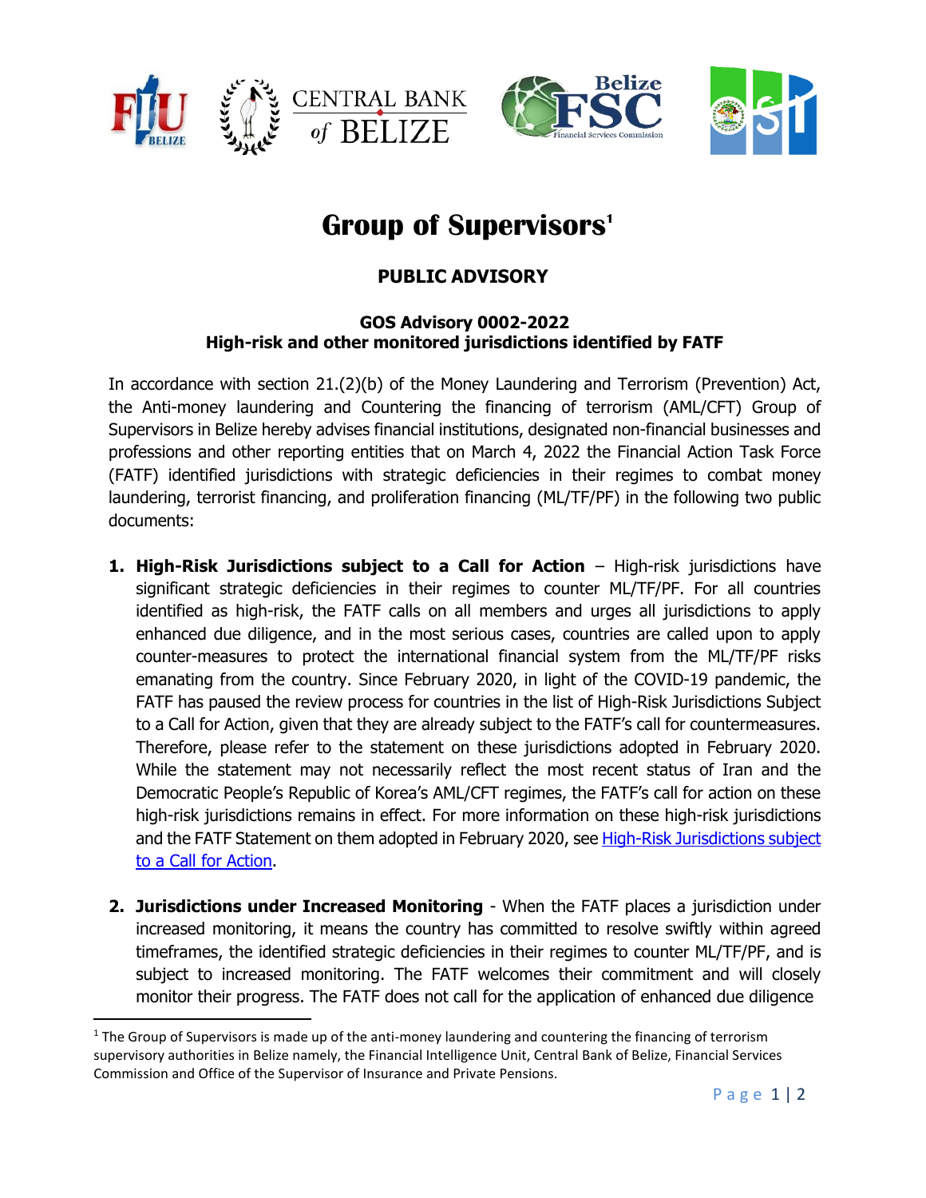# Group of Supervisors[1]

## PUBLIC ADVISORY

### GOS Advisory 0002-2022
### High-risk and other monitored jurisdictions identified by FATF

In accordance with section 21.(2)(b) of the Money Laundering and Terrorism (Prevention) Act, the Anti-money laundering and Countering the financing of terrorism (AML/CFT) Group of Supervisors in Belize hereby advises financial institutions, designated non-financial businesses and professions and other reporting entities that on March 4, 2022 the Financial Action Task Force (FATF) identified jurisdictions with strategic deficiencies in their regimes to combat money laundering, terrorist financing, and proliferation financing (ML/TF/PF) in the following two public documents:

1. **High-Risk Jurisdictions subject to a Call for Action** – High-risk jurisdictions have significant strategic deficiencies in their regimes to counter ML/TF/PF. For all countries identified as high-risk, the FATF calls on all members and urges all jurisdictions to apply enhanced due diligence, and in the most serious cases, countries are called upon to apply counter-measures to protect the international financial system from the ML/TF/PF risks emanating from the country. Since February 2020, in light of the COVID-19 pandemic, the FATF has paused the review process for countries in the list of High-Risk Jurisdictions Subject to a Call for Action, given that they are already subject to the FATF's call for countermeasures. Therefore, please refer to the statement on these jurisdictions adopted in February 2020. While the statement may not necessarily reflect the most recent status of Iran and the Democratic People's Republic of Korea's AML/CFT regimes, the FATF's call for action on these high-risk jurisdictions remains in effect. For more information on these high-risk jurisdictions and the FATF Statement on them adopted in February 2020, see High-Risk Jurisdictions subject to a Call for Action.

2. **Jurisdictions under Increased Monitoring** - When the FATF places a jurisdiction under increased monitoring, it means the country has committed to resolve swiftly within agreed timeframes, the identified strategic deficiencies in their regimes to counter ML/TF/PF, and is subject to increased monitoring. The FATF welcomes their commitment and will closely monitor their progress. The FATF does not call for the application of enhanced due diligence

[1] The Group of Supervisors is made up of the anti-money laundering and countering the financing of terrorism supervisory authorities in Belize namely, the Financial Intelligence Unit, Central Bank of Belize, Financial Services Commission and Office of the Supervisor of Insurance and Private Pensions.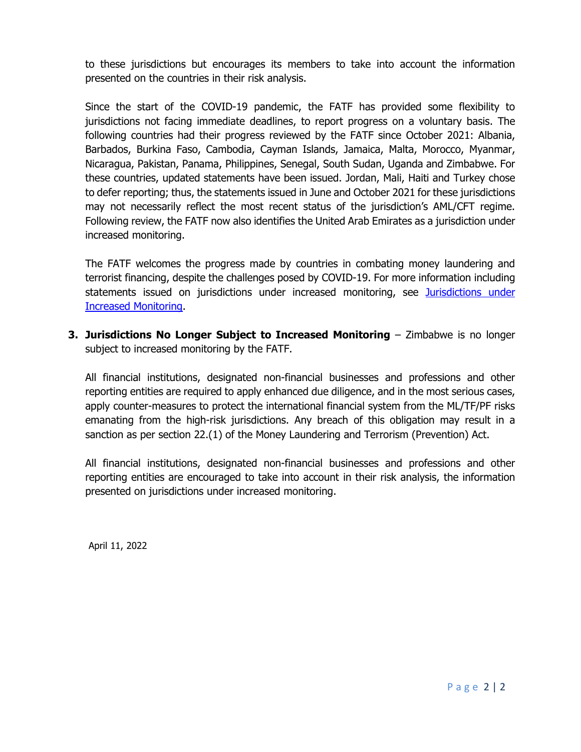to these jurisdictions but encourages its members to take into account the information presented on the countries in their risk analysis.

Since the start of the COVID-19 pandemic, the FATF has provided some flexibility to jurisdictions not facing immediate deadlines, to report progress on a voluntary basis. The following countries had their progress reviewed by the FATF since October 2021: Albania, Barbados, Burkina Faso, Cambodia, Cayman Islands, Jamaica, Malta, Morocco, Myanmar, Nicaragua, Pakistan, Panama, Philippines, Senegal, South Sudan, Uganda and Zimbabwe. For these countries, updated statements have been issued. Jordan, Mali, Haiti and Turkey chose to defer reporting; thus, the statements issued in June and October 2021 for these jurisdictions may not necessarily reflect the most recent status of the jurisdiction's AML/CFT regime. Following review, the FATF now also identifies the United Arab Emirates as a jurisdiction under increased monitoring.

The FATF welcomes the progress made by countries in combating money laundering and terrorist financing, despite the challenges posed by COVID-19. For more information including statements issued on jurisdictions under increased monitoring, see [Jurisdictions under Increased Monitoring](#).

3. **Jurisdictions No Longer Subject to Increased Monitoring** – Zimbabwe is no longer subject to increased monitoring by the FATF.

   All financial institutions, designated non-financial businesses and professions and other reporting entities are required to apply enhanced due diligence, and in the most serious cases, apply counter-measures to protect the international financial system from the ML/TF/PF risks emanating from the high-risk jurisdictions. Any breach of this obligation may result in a sanction as per section 22.(1) of the Money Laundering and Terrorism (Prevention) Act.

   All financial institutions, designated non-financial businesses and professions and other reporting entities are encouraged to take into account in their risk analysis, the information presented on jurisdictions under increased monitoring.

April 11, 2022